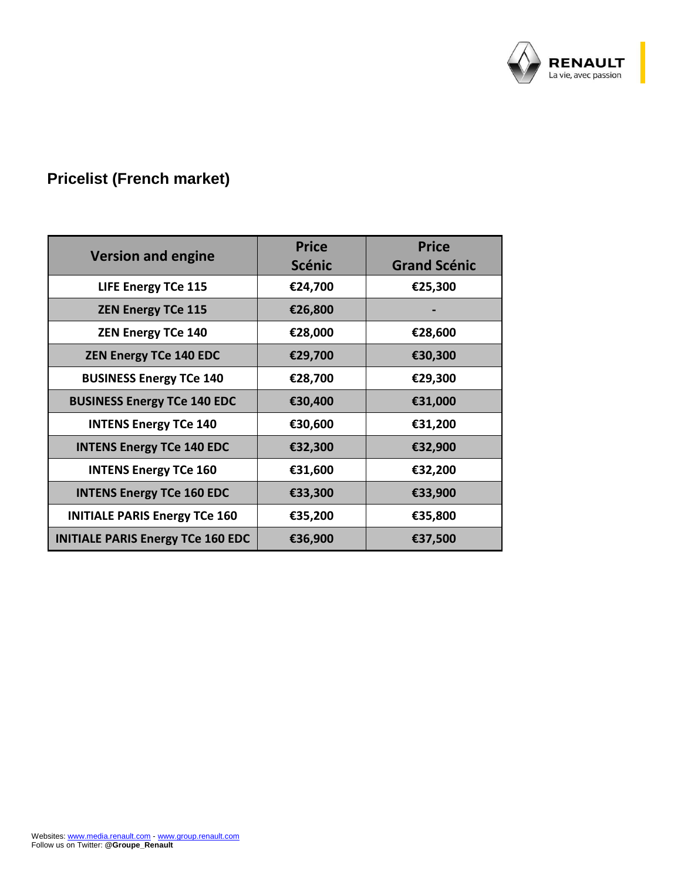## Pricelist (French market)

| Version and engine | Price Scénic | Price Grand Scénic |
|---|---|---|
| LIFE Energy TCe 115 | €24,700 | €25,300 |
| ZEN Energy TCe 115 | €26,800 | - |
| ZEN Energy TCe 140 | €28,000 | €28,600 |
| ZEN Energy TCe 140 EDC | €29,700 | €30,300 |
| BUSINESS Energy TCe 140 | €28,700 | €29,300 |
| BUSINESS Energy TCe 140 EDC | €30,400 | €31,000 |
| INTENS Energy TCe 140 | €30,600 | €31,200 |
| INTENS Energy TCe 140 EDC | €32,300 | €32,900 |
| INTENS Energy TCe 160 | €31,600 | €32,200 |
| INTENS Energy TCe 160 EDC | €33,300 | €33,900 |
| INITIALE PARIS Energy TCe 160 | €35,200 | €35,800 |
| INITIALE PARIS Energy TCe 160 EDC | €36,900 | €37,500 |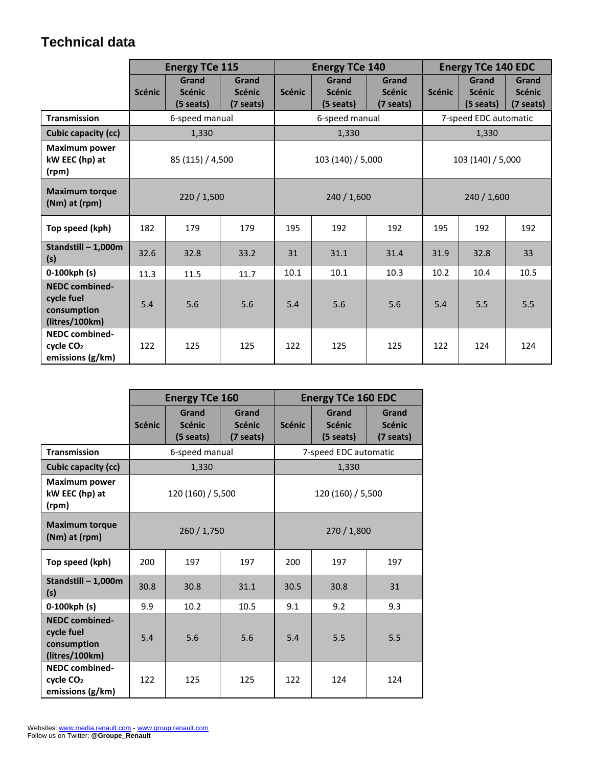## Technical data

| | Energy TCe 115 | | | Energy TCe 140 | | | Energy TCe 140 EDC | | |
|---|---|---|---|---|---|---|---|---|---|
| | Scénic | Grand Scénic (5 seats) | Grand Scénic (7 seats) | Scénic | Grand Scénic (5 seats) | Grand Scénic (7 seats) | Scénic | Grand Scénic (5 seats) | Grand Scénic (7 seats) |
| **Transmission** | 6-speed manual | | | 6-speed manual | | | 7-speed EDC automatic | | |
| **Cubic capacity (cc)** | 1,330 | | | 1,330 | | | 1,330 | | |
| **Maximum power kW EEC (hp) at (rpm)** | 85 (115) / 4,500 | | | 103 (140) / 5,000 | | | 103 (140) / 5,000 | | |
| **Maximum torque (Nm) at (rpm)** | 220 / 1,500 | | | 240 / 1,600 | | | 240 / 1,600 | | |
| **Top speed (kph)** | 182 | 179 | 179 | 195 | 192 | 192 | 195 | 192 | 192 |
| **Standstill – 1,000m (s)** | 32.6 | 32.8 | 33.2 | 31 | 31.1 | 31.4 | 31.9 | 32.8 | 33 |
| **0-100kph (s)** | 11.3 | 11.5 | 11.7 | 10.1 | 10.1 | 10.3 | 10.2 | 10.4 | 10.5 |
| **NEDC combined-cycle fuel consumption (litres/100km)** | 5.4 | 5.6 | 5.6 | 5.4 | 5.6 | 5.6 | 5.4 | 5.5 | 5.5 |
| **NEDC combined-cycle $CO_2$ emissions (g/km)** | 122 | 125 | 125 | 122 | 125 | 125 | 122 | 124 | 124 |

| | Energy TCe 160 | | | Energy TCe 160 EDC | | |
|---|---|---|---|---|---|---|
| | Scénic | Grand Scénic (5 seats) | Grand Scénic (7 seats) | Scénic | Grand Scénic (5 seats) | Grand Scénic (7 seats) |
| **Transmission** | 6-speed manual | | | 7-speed EDC automatic | | |
| **Cubic capacity (cc)** | 1,330 | | | 1,330 | | |
| **Maximum power kW EEC (hp) at (rpm)** | 120 (160) / 5,500 | | | 120 (160) / 5,500 | | |
| **Maximum torque (Nm) at (rpm)** | 260 / 1,750 | | | 270 / 1,800 | | |
| **Top speed (kph)** | 200 | 197 | 197 | 200 | 197 | 197 |
| **Standstill – 1,000m (s)** | 30.8 | 30.8 | 31.1 | 30.5 | 30.8 | 31 |
| **0-100kph (s)** | 9.9 | 10.2 | 10.5 | 9.1 | 9.2 | 9.3 |
| **NEDC combined-cycle fuel consumption (litres/100km)** | 5.4 | 5.6 | 5.6 | 5.4 | 5.5 | 5.5 |
| **NEDC combined-cycle $CO_2$ emissions (g/km)** | 122 | 125 | 125 | 122 | 124 | 124 |

Websites: www.media.renault.com - www.group.renault.com
Follow us on Twitter: **@Groupe_Renault**